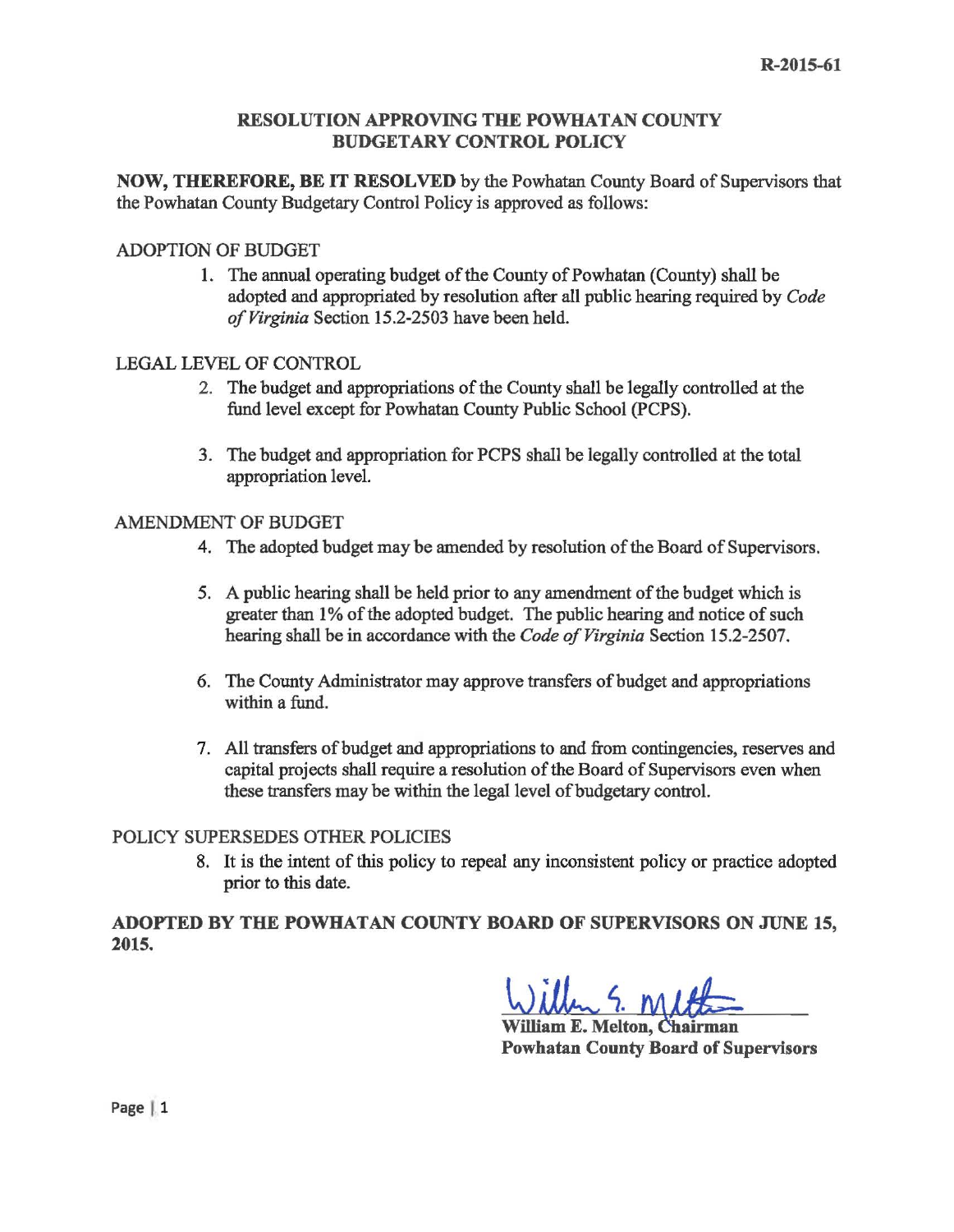R-2015-61

# RESOLUTION APPROVING THE POWHATAN COUNTY BUDGETARY CONTROL POLICY

**NOW, THEREFORE, BE IT RESOLVED** by the Powhatan County Board of Supervisors that the Powhatan County Budgetary Control Policy is approved as follows:

## ADOPTION OF BUDGET

1. The annual operating budget of the County of Powhatan (County) shall be adopted and appropriated by resolution after all public hearing required by *Code of Virginia* Section 15.2-2503 have been held.

## LEGAL LEVEL OF CONTROL

2. The budget and appropriations of the County shall be legally controlled at the fund level except for Powhatan County Public School (PCPS).

3. The budget and appropriation for PCPS shall be legally controlled at the total appropriation level.

## AMENDMENT OF BUDGET

4. The adopted budget may be amended by resolution of the Board of Supervisors.

5. A public hearing shall be held prior to any amendment of the budget which is greater than 1% of the adopted budget. The public hearing and notice of such hearing shall be in accordance with the *Code of Virginia* Section 15.2-2507.

6. The County Administrator may approve transfers of budget and appropriations within a fund.

7. All transfers of budget and appropriations to and from contingencies, reserves and capital projects shall require a resolution of the Board of Supervisors even when these transfers may be within the legal level of budgetary control.

## POLICY SUPERSEDES OTHER POLICIES

8. It is the intent of this policy to repeal any inconsistent policy or practice adopted prior to this date.

**ADOPTED BY THE POWHATAN COUNTY BOARD OF SUPERVISORS ON JUNE 15, 2015.**

William E. Melton

**William E. Melton, Chairman**
**Powhatan County Board of Supervisors**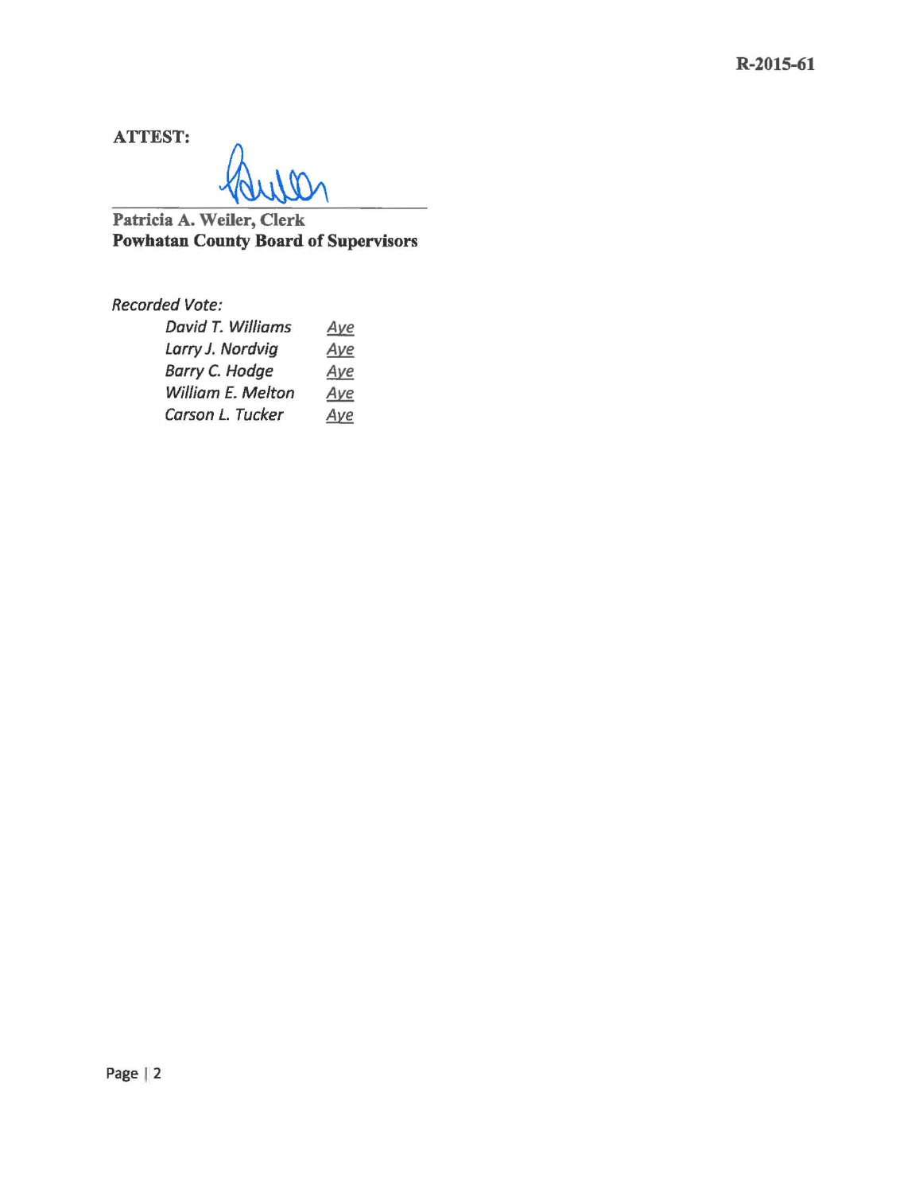R-2015-61

**ATTEST:**

**Patricia A. Weiler, Clerk**
**Powhatan County Board of Supervisors**

*Recorded Vote:*

| | |
|---|---|
| *David T. Williams* | *Aye* |
| *Larry J. Nordvig* | *Aye* |
| *Barry C. Hodge* | *Aye* |
| *William E. Melton* | *Aye* |
| *Carson L. Tucker* | *Aye* |